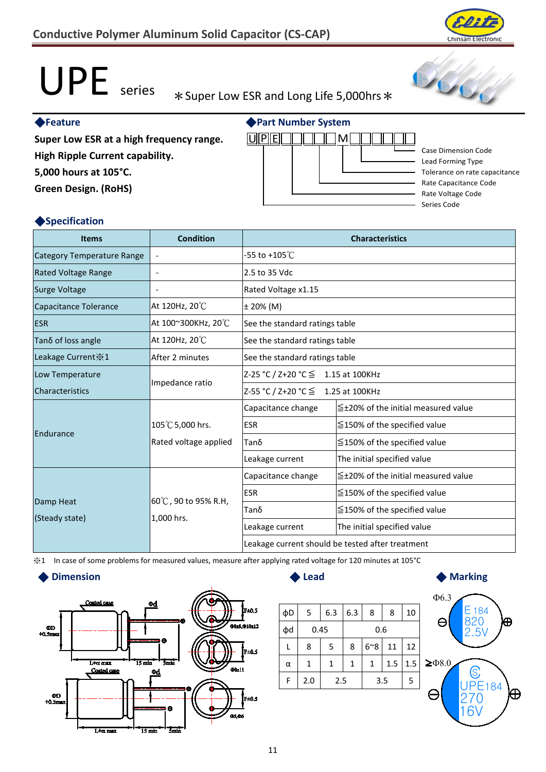# Conductive Polymer Aluminum Solid Capacitor (CS-CAP)

# UPE series

＊Super Low ESR and Long Life 5,000hrs＊

### ◆Feature

**Super Low ESR at a high frequency range.**
**High Ripple Current capability.**
**5,000 hours at 105°C.**
**Green Design. (RoHS)**

### ◆Part Number System

U P E □□□□□ M □□□□□

- Case Dimension Code
- Lead Forming Type
- Tolerance on rate capacitance
- Rate Capacitance Code
- Rate Voltage Code
- Series Code

### ◆Specification

| Items | Condition | Characteristics | |
|---|---|---|---|
| Category Temperature Range | - | -55 to +105℃ | |
| Rated Voltage Range | - | 2.5 to 35 Vdc | |
| Surge Voltage | - | Rated Voltage x1.15 | |
| Capacitance Tolerance | At 120Hz, 20℃ | ± 20% (M) | |
| ESR | At 100~300KHz, 20℃ | See the standard ratings table | |
| Tanδ of loss angle | At 120Hz, 20℃ | See the standard ratings table | |
| Leakage Current※1 | After 2 minutes | See the standard ratings table | |
| Low Temperature Characteristics | Impedance ratio | Z-25 °C / Z+20 °C ≦ 1.15 at 100KHz | |
| | | Z-55 °C / Z+20 °C ≦ 1.25 at 100KHz | |
| Endurance | 105℃ 5,000 hrs. Rated voltage applied | Capacitance change | ≦±20% of the initial measured value |
| | | ESR | ≦150% of the specified value |
| | | Tanδ | ≦150% of the specified value |
| | | Leakage current | The initial specified value |
| Damp Heat (Steady state) | 60℃, 90 to 95% R.H, 1,000 hrs. | Capacitance change | ≦±20% of the initial measured value |
| | | ESR | ≦150% of the specified value |
| | | Tanδ | ≦150% of the specified value |
| | | Leakage current | The initial specified value |
| | | Leakage current should be tested after treatment | |

※1 In case of some problems for measured values, measure after applying rated voltage for 120 minutes at 105°C

### ◆ Dimension

Coated case, Φd, ΦD +0.5max, L+α max, 15 min, 5min, F±0.5, Φ8x8,Φ10x12, Φ8x11, Φ5,Φ6

### ◆ Lead

| ΦD | 5 | 6.3 | 6.3 | 8 | 8 | 10 |
|---|---|---|---|---|---|---|
| Φd | 0.45 | | 0.6 | | | |
| L | 8 | 5 | 8 | 6~8 | 11 | 12 |
| α | 1 | 1 | 1 | 1 | 1.5 | 1.5 |
| F | 2.0 | 2.5 | | 3.5 | | 5 |

### ◆ Marking

Φ6.3: E184 820 2.5V

≧Φ8.0: UPE184 270 16V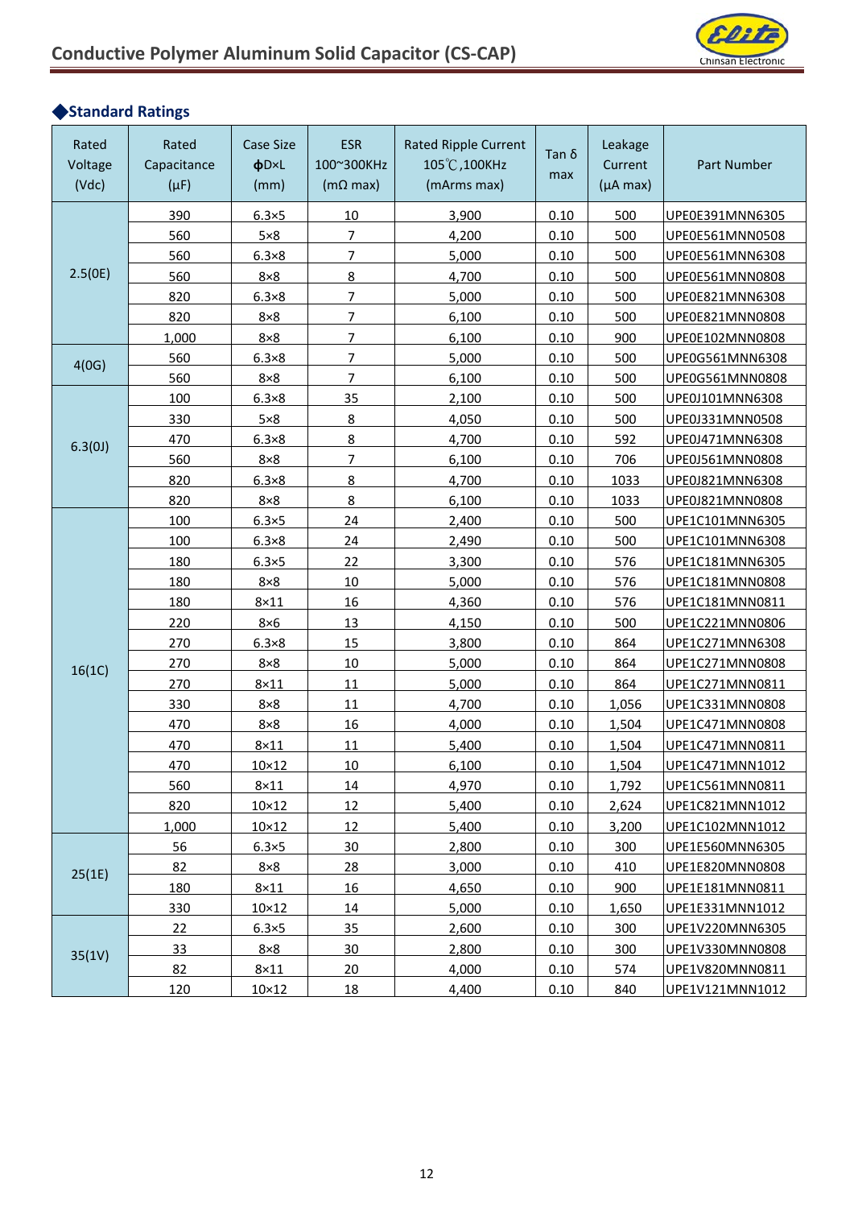## ◆Standard Ratings

| Rated Voltage (Vdc) | Rated Capacitance (μF) | Case Size ϕD×L (mm) | ESR 100~300KHz (mΩ max) | Rated Ripple Current 105℃,100KHz (mArms max) | Tan δ max | Leakage Current (μA max) | Part Number |
|---|---|---|---|---|---|---|---|
| 2.5(0E) | 390 | 6.3×5 | 10 | 3,900 | 0.10 | 500 | UPE0E391MNN6305 |
| | 560 | 5×8 | 7 | 4,200 | 0.10 | 500 | UPE0E561MNN0508 |
| | 560 | 6.3×8 | 7 | 5,000 | 0.10 | 500 | UPE0E561MNN6308 |
| | 560 | 8×8 | 8 | 4,700 | 0.10 | 500 | UPE0E561MNN0808 |
| | 820 | 6.3×8 | 7 | 5,000 | 0.10 | 500 | UPE0E821MNN6308 |
| | 820 | 8×8 | 7 | 6,100 | 0.10 | 500 | UPE0E821MNN0808 |
| | 1,000 | 8×8 | 7 | 6,100 | 0.10 | 900 | UPE0E102MNN0808 |
| 4(0G) | 560 | 6.3×8 | 7 | 5,000 | 0.10 | 500 | UPE0G561MNN6308 |
| | 560 | 8×8 | 7 | 6,100 | 0.10 | 500 | UPE0G561MNN0808 |
| 6.3(0J) | 100 | 6.3×8 | 35 | 2,100 | 0.10 | 500 | UPE0J101MNN6308 |
| | 330 | 5×8 | 8 | 4,050 | 0.10 | 500 | UPE0J331MNN0508 |
| | 470 | 6.3×8 | 8 | 4,700 | 0.10 | 592 | UPE0J471MNN6308 |
| | 560 | 8×8 | 7 | 6,100 | 0.10 | 706 | UPE0J561MNN0808 |
| | 820 | 6.3×8 | 8 | 4,700 | 0.10 | 1033 | UPE0J821MNN6308 |
| | 820 | 8×8 | 8 | 6,100 | 0.10 | 1033 | UPE0J821MNN0808 |
| 16(1C) | 100 | 6.3×5 | 24 | 2,400 | 0.10 | 500 | UPE1C101MNN6305 |
| | 100 | 6.3×8 | 24 | 2,490 | 0.10 | 500 | UPE1C101MNN6308 |
| | 180 | 6.3×5 | 22 | 3,300 | 0.10 | 576 | UPE1C181MNN6305 |
| | 180 | 8×8 | 10 | 5,000 | 0.10 | 576 | UPE1C181MNN0808 |
| | 180 | 8×11 | 16 | 4,360 | 0.10 | 576 | UPE1C181MNN0811 |
| | 220 | 8×6 | 13 | 4,150 | 0.10 | 500 | UPE1C221MNN0806 |
| | 270 | 6.3×8 | 15 | 3,800 | 0.10 | 864 | UPE1C271MNN6308 |
| | 270 | 8×8 | 10 | 5,000 | 0.10 | 864 | UPE1C271MNN0808 |
| | 270 | 8×11 | 11 | 5,000 | 0.10 | 864 | UPE1C271MNN0811 |
| | 330 | 8×8 | 11 | 4,700 | 0.10 | 1,056 | UPE1C331MNN0808 |
| | 470 | 8×8 | 16 | 4,000 | 0.10 | 1,504 | UPE1C471MNN0808 |
| | 470 | 8×11 | 11 | 5,400 | 0.10 | 1,504 | UPE1C471MNN0811 |
| | 470 | 10×12 | 10 | 6,100 | 0.10 | 1,504 | UPE1C471MNN1012 |
| | 560 | 8×11 | 14 | 4,970 | 0.10 | 1,792 | UPE1C561MNN0811 |
| | 820 | 10×12 | 12 | 5,400 | 0.10 | 2,624 | UPE1C821MNN1012 |
| | 1,000 | 10×12 | 12 | 5,400 | 0.10 | 3,200 | UPE1C102MNN1012 |
| 25(1E) | 56 | 6.3×5 | 30 | 2,800 | 0.10 | 300 | UPE1E560MNN6305 |
| | 82 | 8×8 | 28 | 3,000 | 0.10 | 410 | UPE1E820MNN0808 |
| | 180 | 8×11 | 16 | 4,650 | 0.10 | 900 | UPE1E181MNN0811 |
| | 330 | 10×12 | 14 | 5,000 | 0.10 | 1,650 | UPE1E331MNN1012 |
| 35(1V) | 22 | 6.3×5 | 35 | 2,600 | 0.10 | 300 | UPE1V220MNN6305 |
| | 33 | 8×8 | 30 | 2,800 | 0.10 | 300 | UPE1V330MNN0808 |
| | 82 | 8×11 | 20 | 4,000 | 0.10 | 574 | UPE1V820MNN0811 |
| | 120 | 10×12 | 18 | 4,400 | 0.10 | 840 | UPE1V121MNN1012 |